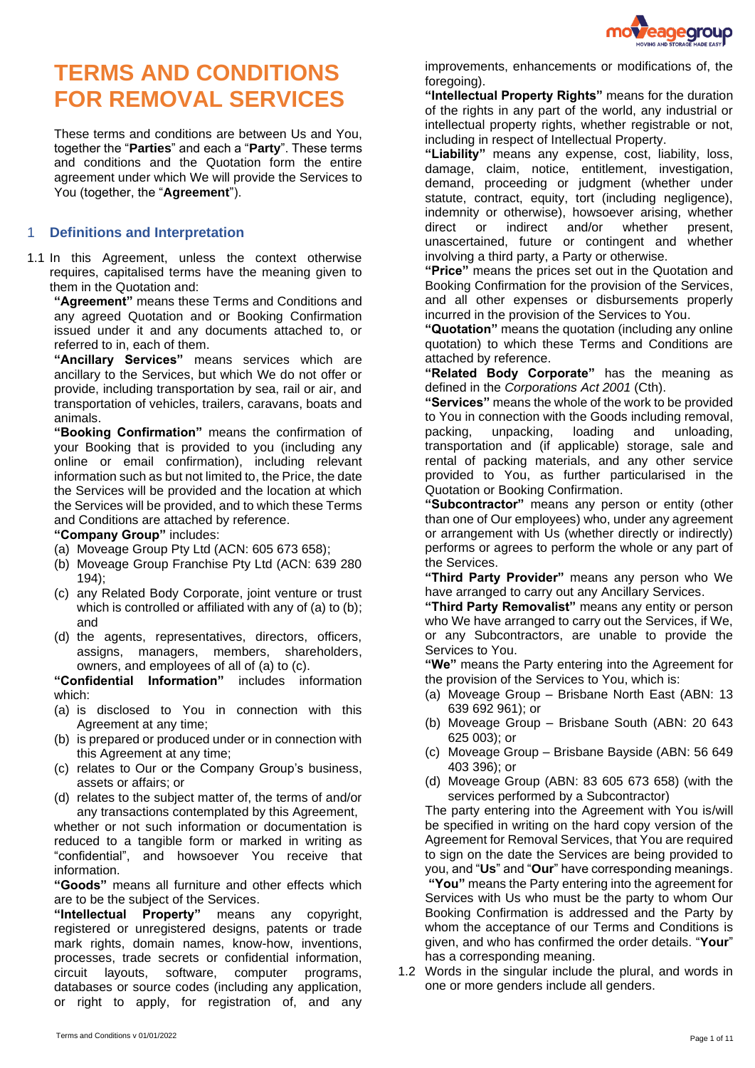# TERMS AND CONDITIONS FOR REMOVAL SERVICES

These terms and conditions are between Us and You, together the "**Parties**" and each a "**Party**". These terms and conditions and the Quotation form the entire agreement under which We will provide the Services to You (together, the "**Agreement**").

## 1 Definitions and Interpretation

1.1 In this Agreement, unless the context otherwise requires, capitalised terms have the meaning given to them in the Quotation and:

**"Agreement"** means these Terms and Conditions and any agreed Quotation and or Booking Confirmation issued under it and any documents attached to, or referred to in, each of them.

**"Ancillary Services"** means services which are ancillary to the Services, but which We do not offer or provide, including transportation by sea, rail or air, and transportation of vehicles, trailers, caravans, boats and animals.

**"Booking Confirmation"** means the confirmation of your Booking that is provided to you (including any online or email confirmation), including relevant information such as but not limited to, the Price, the date the Services will be provided and the location at which the Services will be provided, and to which these Terms and Conditions are attached by reference.

**"Company Group"** includes:

(a) Moveage Group Pty Ltd (ACN: 605 673 658);
(b) Moveage Group Franchise Pty Ltd (ACN: 639 280 194);
(c) any Related Body Corporate, joint venture or trust which is controlled or affiliated with any of (a) to (b); and
(d) the agents, representatives, directors, officers, assigns, managers, members, shareholders, owners, and employees of all of (a) to (c).

**"Confidential Information"** includes information which:

(a) is disclosed to You in connection with this Agreement at any time;
(b) is prepared or produced under or in connection with this Agreement at any time;
(c) relates to Our or the Company Group's business, assets or affairs; or
(d) relates to the subject matter of, the terms of and/or any transactions contemplated by this Agreement,

whether or not such information or documentation is reduced to a tangible form or marked in writing as "confidential", and howsoever You receive that information.

**"Goods"** means all furniture and other effects which are to be the subject of the Services.

**"Intellectual Property"** means any copyright, registered or unregistered designs, patents or trade mark rights, domain names, know-how, inventions, processes, trade secrets or confidential information, circuit layouts, software, computer programs, databases or source codes (including any application, or right to apply, for registration of, and any improvements, enhancements or modifications of, the foregoing).

**"Intellectual Property Rights"** means for the duration of the rights in any part of the world, any industrial or intellectual property rights, whether registrable or not, including in respect of Intellectual Property.

**"Liability"** means any expense, cost, liability, loss, damage, claim, notice, entitlement, investigation, demand, proceeding or judgment (whether under statute, contract, equity, tort (including negligence), indemnity or otherwise), howsoever arising, whether direct or indirect and/or whether present, unascertained, future or contingent and whether involving a third party, a Party or otherwise.

**"Price"** means the prices set out in the Quotation and Booking Confirmation for the provision of the Services, and all other expenses or disbursements properly incurred in the provision of the Services to You.

**"Quotation"** means the quotation (including any online quotation) to which these Terms and Conditions are attached by reference.

**"Related Body Corporate"** has the meaning as defined in the *Corporations Act 2001* (Cth).

**"Services"** means the whole of the work to be provided to You in connection with the Goods including removal, packing, unpacking, loading and unloading, transportation and (if applicable) storage, sale and rental of packing materials, and any other service provided to You, as further particularised in the Quotation or Booking Confirmation.

**"Subcontractor"** means any person or entity (other than one of Our employees) who, under any agreement or arrangement with Us (whether directly or indirectly) performs or agrees to perform the whole or any part of the Services.

**"Third Party Provider"** means any person who We have arranged to carry out any Ancillary Services.

**"Third Party Removalist"** means any entity or person who We have arranged to carry out the Services, if We, or any Subcontractors, are unable to provide the Services to You.

**"We"** means the Party entering into the Agreement for the provision of the Services to You, which is:

(a) Moveage Group – Brisbane North East (ABN: 13 639 692 961); or
(b) Moveage Group – Brisbane South (ABN: 20 643 625 003); or
(c) Moveage Group – Brisbane Bayside (ABN: 56 649 403 396); or
(d) Moveage Group (ABN: 83 605 673 658) (with the services performed by a Subcontractor)

The party entering into the Agreement with You is/will be specified in writing on the hard copy version of the Agreement for Removal Services, that You are required to sign on the date the Services are being provided to you, and "**Us**" and "**Our**" have corresponding meanings.

**"You"** means the Party entering into the agreement for Services with Us who must be the party to whom Our Booking Confirmation is addressed and the Party by whom the acceptance of our Terms and Conditions is given, and who has confirmed the order details. "**Your**" has a corresponding meaning.

1.2 Words in the singular include the plural, and words in one or more genders include all genders.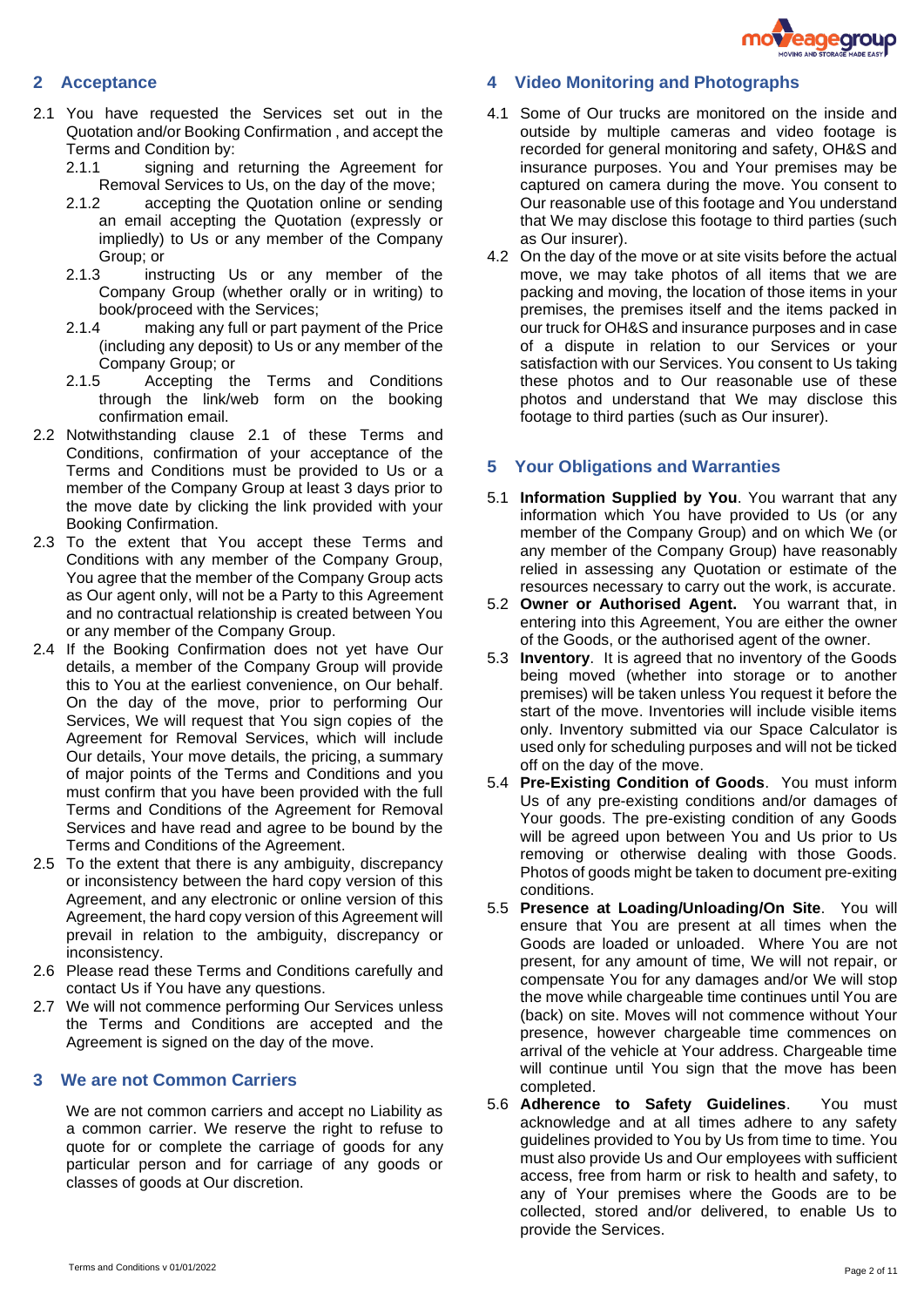## 2 Acceptance

2.1 You have requested the Services set out in the Quotation and/or Booking Confirmation , and accept the Terms and Condition by:

2.1.1 signing and returning the Agreement for Removal Services to Us, on the day of the move;

2.1.2 accepting the Quotation online or sending an email accepting the Quotation (expressly or impliedly) to Us or any member of the Company Group; or

2.1.3 instructing Us or any member of the Company Group (whether orally or in writing) to book/proceed with the Services;

2.1.4 making any full or part payment of the Price (including any deposit) to Us or any member of the Company Group; or

2.1.5 Accepting the Terms and Conditions through the link/web form on the booking confirmation email.

2.2 Notwithstanding clause 2.1 of these Terms and Conditions, confirmation of your acceptance of the Terms and Conditions must be provided to Us or a member of the Company Group at least 3 days prior to the move date by clicking the link provided with your Booking Confirmation.

2.3 To the extent that You accept these Terms and Conditions with any member of the Company Group, You agree that the member of the Company Group acts as Our agent only, will not be a Party to this Agreement and no contractual relationship is created between You or any member of the Company Group.

2.4 If the Booking Confirmation does not yet have Our details, a member of the Company Group will provide this to You at the earliest convenience, on Our behalf. On the day of the move, prior to performing Our Services, We will request that You sign copies of the Agreement for Removal Services, which will include Our details, Your move details, the pricing, a summary of major points of the Terms and Conditions and you must confirm that you have been provided with the full Terms and Conditions of the Agreement for Removal Services and have read and agree to be bound by the Terms and Conditions of the Agreement.

2.5 To the extent that there is any ambiguity, discrepancy or inconsistency between the hard copy version of this Agreement, and any electronic or online version of this Agreement, the hard copy version of this Agreement will prevail in relation to the ambiguity, discrepancy or inconsistency.

2.6 Please read these Terms and Conditions carefully and contact Us if You have any questions.

2.7 We will not commence performing Our Services unless the Terms and Conditions are accepted and the Agreement is signed on the day of the move.

## 3 We are not Common Carriers

We are not common carriers and accept no Liability as a common carrier. We reserve the right to refuse to quote for or complete the carriage of goods for any particular person and for carriage of any goods or classes of goods at Our discretion.

## 4 Video Monitoring and Photographs

4.1 Some of Our trucks are monitored on the inside and outside by multiple cameras and video footage is recorded for general monitoring and safety, OH&S and insurance purposes. You and Your premises may be captured on camera during the move. You consent to Our reasonable use of this footage and You understand that We may disclose this footage to third parties (such as Our insurer).

4.2 On the day of the move or at site visits before the actual move, we may take photos of all items that we are packing and moving, the location of those items in your premises, the premises itself and the items packed in our truck for OH&S and insurance purposes and in case of a dispute in relation to our Services or your satisfaction with our Services. You consent to Us taking these photos and to Our reasonable use of these photos and understand that We may disclose this footage to third parties (such as Our insurer).

## 5 Your Obligations and Warranties

5.1 **Information Supplied by You**. You warrant that any information which You have provided to Us (or any member of the Company Group) and on which We (or any member of the Company Group) have reasonably relied in assessing any Quotation or estimate of the resources necessary to carry out the work, is accurate.

5.2 **Owner or Authorised Agent.** You warrant that, in entering into this Agreement, You are either the owner of the Goods, or the authorised agent of the owner.

5.3 **Inventory**. It is agreed that no inventory of the Goods being moved (whether into storage or to another premises) will be taken unless You request it before the start of the move. Inventories will include visible items only. Inventory submitted via our Space Calculator is used only for scheduling purposes and will not be ticked off on the day of the move.

5.4 **Pre-Existing Condition of Goods**. You must inform Us of any pre-existing conditions and/or damages of Your goods. The pre-existing condition of any Goods will be agreed upon between You and Us prior to Us removing or otherwise dealing with those Goods. Photos of goods might be taken to document pre-exiting conditions.

5.5 **Presence at Loading/Unloading/On Site**. You will ensure that You are present at all times when the Goods are loaded or unloaded. Where You are not present, for any amount of time, We will not repair, or compensate You for any damages and/or We will stop the move while chargeable time continues until You are (back) on site. Moves will not commence without Your presence, however chargeable time commences on arrival of the vehicle at Your address. Chargeable time will continue until You sign that the move has been completed.

5.6 **Adherence to Safety Guidelines**. You must acknowledge and at all times adhere to any safety guidelines provided to You by Us from time to time. You must also provide Us and Our employees with sufficient access, free from harm or risk to health and safety, to any of Your premises where the Goods are to be collected, stored and/or delivered, to enable Us to provide the Services.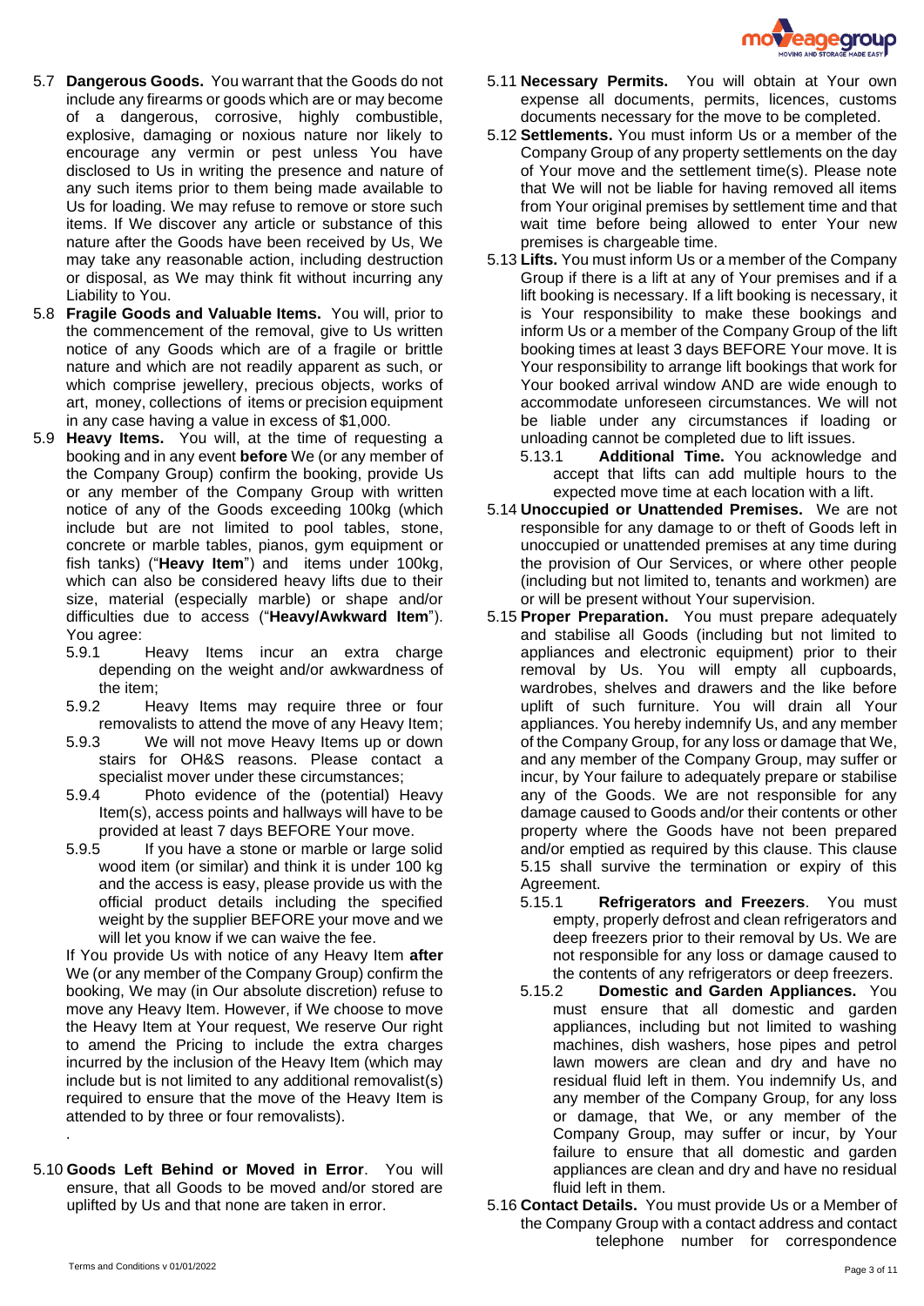5.7 **Dangerous Goods.** You warrant that the Goods do not include any firearms or goods which are or may become of a dangerous, corrosive, highly combustible, explosive, damaging or noxious nature nor likely to encourage any vermin or pest unless You have disclosed to Us in writing the presence and nature of any such items prior to them being made available to Us for loading. We may refuse to remove or store such items. If We discover any article or substance of this nature after the Goods have been received by Us, We may take any reasonable action, including destruction or disposal, as We may think fit without incurring any Liability to You.

5.8 **Fragile Goods and Valuable Items.** You will, prior to the commencement of the removal, give to Us written notice of any Goods which are of a fragile or brittle nature and which are not readily apparent as such, or which comprise jewellery, precious objects, works of art, money, collections of items or precision equipment in any case having a value in excess of $1,000.

5.9 **Heavy Items.** You will, at the time of requesting a booking and in any event **before** We (or any member of the Company Group) confirm the booking, provide Us or any member of the Company Group with written notice of any of the Goods exceeding 100kg (which include but are not limited to pool tables, stone, concrete or marble tables, pianos, gym equipment or fish tanks) ("**Heavy Item**") and items under 100kg, which can also be considered heavy lifts due to their size, material (especially marble) or shape and/or difficulties due to access ("**Heavy/Awkward Item**"). You agree:

5.9.1 Heavy Items incur an extra charge depending on the weight and/or awkwardness of the item;

5.9.2 Heavy Items may require three or four removalists to attend the move of any Heavy Item;

5.9.3 We will not move Heavy Items up or down stairs for OH&S reasons. Please contact a specialist mover under these circumstances;

5.9.4 Photo evidence of the (potential) Heavy Item(s), access points and hallways will have to be provided at least 7 days BEFORE Your move.

5.9.5 If you have a stone or marble or large solid wood item (or similar) and think it is under 100 kg and the access is easy, please provide us with the official product details including the specified weight by the supplier BEFORE your move and we will let you know if we can waive the fee.

If You provide Us with notice of any Heavy Item **after** We (or any member of the Company Group) confirm the booking, We may (in Our absolute discretion) refuse to move any Heavy Item. However, if We choose to move the Heavy Item at Your request, We reserve Our right to amend the Pricing to include the extra charges incurred by the inclusion of the Heavy Item (which may include but is not limited to any additional removalist(s) required to ensure that the move of the Heavy Item is attended to by three or four removalists).

.

5.10 **Goods Left Behind or Moved in Error**. You will ensure, that all Goods to be moved and/or stored are uplifted by Us and that none are taken in error.

5.11 **Necessary Permits.** You will obtain at Your own expense all documents, permits, licences, customs documents necessary for the move to be completed.

5.12 **Settlements.** You must inform Us or a member of the Company Group of any property settlements on the day of Your move and the settlement time(s). Please note that We will not be liable for having removed all items from Your original premises by settlement time and that wait time before being allowed to enter Your new premises is chargeable time.

5.13 **Lifts.** You must inform Us or a member of the Company Group if there is a lift at any of Your premises and if a lift booking is necessary. If a lift booking is necessary, it is Your responsibility to make these bookings and inform Us or a member of the Company Group of the lift booking times at least 3 days BEFORE Your move. It is Your responsibility to arrange lift bookings that work for Your booked arrival window AND are wide enough to accommodate unforeseen circumstances. We will not be liable under any circumstances if loading or unloading cannot be completed due to lift issues.

5.13.1 **Additional Time.** You acknowledge and accept that lifts can add multiple hours to the expected move time at each location with a lift.

5.14 **Unoccupied or Unattended Premises.** We are not responsible for any damage to or theft of Goods left in unoccupied or unattended premises at any time during the provision of Our Services, or where other people (including but not limited to, tenants and workmen) are or will be present without Your supervision.

5.15 **Proper Preparation.** You must prepare adequately and stabilise all Goods (including but not limited to appliances and electronic equipment) prior to their removal by Us. You will empty all cupboards, wardrobes, shelves and drawers and the like before uplift of such furniture. You will drain all Your appliances. You hereby indemnify Us, and any member of the Company Group, for any loss or damage that We, and any member of the Company Group, may suffer or incur, by Your failure to adequately prepare or stabilise any of the Goods. We are not responsible for any damage caused to Goods and/or their contents or other property where the Goods have not been prepared and/or emptied as required by this clause. This clause 5.15 shall survive the termination or expiry of this Agreement.

5.15.1 **Refrigerators and Freezers**. You must empty, properly defrost and clean refrigerators and deep freezers prior to their removal by Us. We are not responsible for any loss or damage caused to the contents of any refrigerators or deep freezers.

5.15.2 **Domestic and Garden Appliances.** You must ensure that all domestic and garden appliances, including but not limited to washing machines, dish washers, hose pipes and petrol lawn mowers are clean and dry and have no residual fluid left in them. You indemnify Us, and any member of the Company Group, for any loss or damage, that We, or any member of the Company Group, may suffer or incur, by Your failure to ensure that all domestic and garden appliances are clean and dry and have no residual fluid left in them.

5.16 **Contact Details.** You must provide Us or a Member of the Company Group with a contact address and contact telephone number for correspondence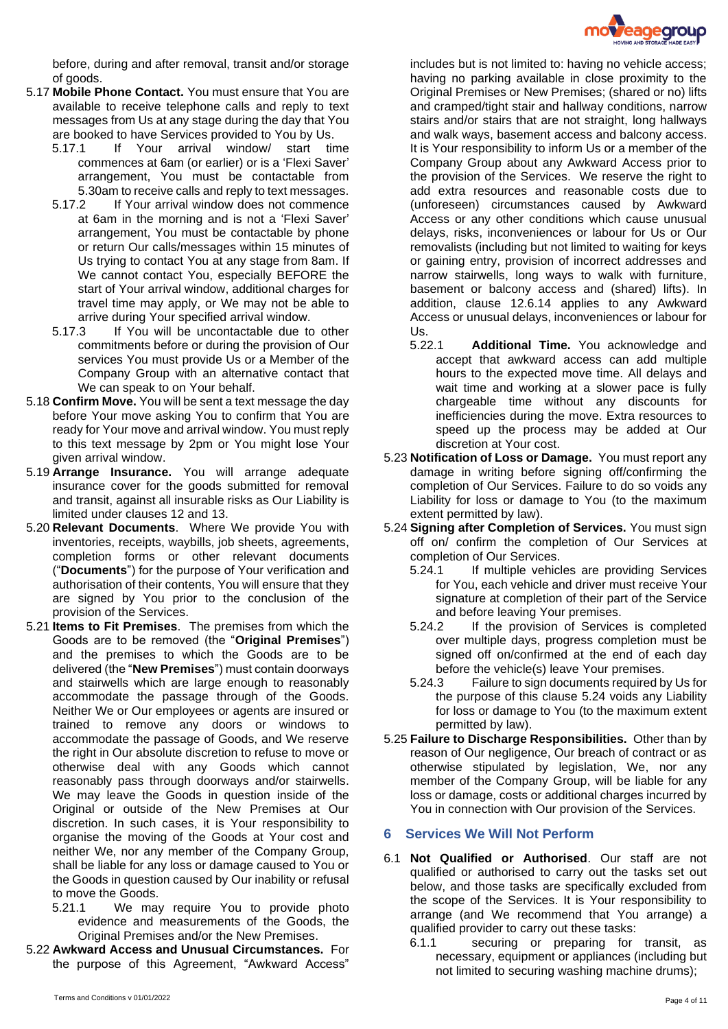before, during and after removal, transit and/or storage of goods.

5.17 **Mobile Phone Contact.** You must ensure that You are available to receive telephone calls and reply to text messages from Us at any stage during the day that You are booked to have Services provided to You by Us.

5.17.1 If Your arrival window/ start time commences at 6am (or earlier) or is a 'Flexi Saver' arrangement, You must be contactable from 5.30am to receive calls and reply to text messages.

5.17.2 If Your arrival window does not commence at 6am in the morning and is not a 'Flexi Saver' arrangement, You must be contactable by phone or return Our calls/messages within 15 minutes of Us trying to contact You at any stage from 8am. If We cannot contact You, especially BEFORE the start of Your arrival window, additional charges for travel time may apply, or We may not be able to arrive during Your specified arrival window.

5.17.3 If You will be uncontactable due to other commitments before or during the provision of Our services You must provide Us or a Member of the Company Group with an alternative contact that We can speak to on Your behalf.

5.18 **Confirm Move.** You will be sent a text message the day before Your move asking You to confirm that You are ready for Your move and arrival window. You must reply to this text message by 2pm or You might lose Your given arrival window.

5.19 **Arrange Insurance.** You will arrange adequate insurance cover for the goods submitted for removal and transit, against all insurable risks as Our Liability is limited under clauses 12 and 13.

5.20 **Relevant Documents**. Where We provide You with inventories, receipts, waybills, job sheets, agreements, completion forms or other relevant documents ("**Documents**") for the purpose of Your verification and authorisation of their contents, You will ensure that they are signed by You prior to the conclusion of the provision of the Services.

5.21 **Items to Fit Premises**. The premises from which the Goods are to be removed (the "**Original Premises**") and the premises to which the Goods are to be delivered (the "**New Premises**") must contain doorways and stairwells which are large enough to reasonably accommodate the passage through of the Goods. Neither We or Our employees or agents are insured or trained to remove any doors or windows to accommodate the passage of Goods, and We reserve the right in Our absolute discretion to refuse to move or otherwise deal with any Goods which cannot reasonably pass through doorways and/or stairwells. We may leave the Goods in question inside of the Original or outside of the New Premises at Our discretion. In such cases, it is Your responsibility to organise the moving of the Goods at Your cost and neither We, nor any member of the Company Group, shall be liable for any loss or damage caused to You or the Goods in question caused by Our inability or refusal to move the Goods.

5.21.1 We may require You to provide photo evidence and measurements of the Goods, the Original Premises and/or the New Premises.

5.22 **Awkward Access and Unusual Circumstances.** For the purpose of this Agreement, "Awkward Access" includes but is not limited to: having no vehicle access; having no parking available in close proximity to the Original Premises or New Premises; (shared or no) lifts and cramped/tight stair and hallway conditions, narrow stairs and/or stairs that are not straight, long hallways and walk ways, basement access and balcony access. It is Your responsibility to inform Us or a member of the Company Group about any Awkward Access prior to the provision of the Services. We reserve the right to add extra resources and reasonable costs due to (unforeseen) circumstances caused by Awkward Access or any other conditions which cause unusual delays, risks, inconveniences or labour for Us or Our removalists (including but not limited to waiting for keys or gaining entry, provision of incorrect addresses and narrow stairwells, long ways to walk with furniture, basement or balcony access and (shared) lifts). In addition, clause 12.6.14 applies to any Awkward Access or unusual delays, inconveniences or labour for Us.

5.22.1 **Additional Time.** You acknowledge and accept that awkward access can add multiple hours to the expected move time. All delays and wait time and working at a slower pace is fully chargeable time without any discounts for inefficiencies during the move. Extra resources to speed up the process may be added at Our discretion at Your cost.

5.23 **Notification of Loss or Damage.** You must report any damage in writing before signing off/confirming the completion of Our Services. Failure to do so voids any Liability for loss or damage to You (to the maximum extent permitted by law).

5.24 **Signing after Completion of Services.** You must sign off on/ confirm the completion of Our Services at completion of Our Services.

5.24.1 If multiple vehicles are providing Services for You, each vehicle and driver must receive Your signature at completion of their part of the Service and before leaving Your premises.

5.24.2 If the provision of Services is completed over multiple days, progress completion must be signed off on/confirmed at the end of each day before the vehicle(s) leave Your premises.

5.24.3 Failure to sign documents required by Us for the purpose of this clause 5.24 voids any Liability for loss or damage to You (to the maximum extent permitted by law).

5.25 **Failure to Discharge Responsibilities.** Other than by reason of Our negligence, Our breach of contract or as otherwise stipulated by legislation, We, nor any member of the Company Group, will be liable for any loss or damage, costs or additional charges incurred by You in connection with Our provision of the Services.

## 6 Services We Will Not Perform

6.1 **Not Qualified or Authorised**. Our staff are not qualified or authorised to carry out the tasks set out below, and those tasks are specifically excluded from the scope of the Services. It is Your responsibility to arrange (and We recommend that You arrange) a qualified provider to carry out these tasks:

6.1.1 securing or preparing for transit, as necessary, equipment or appliances (including but not limited to securing washing machine drums);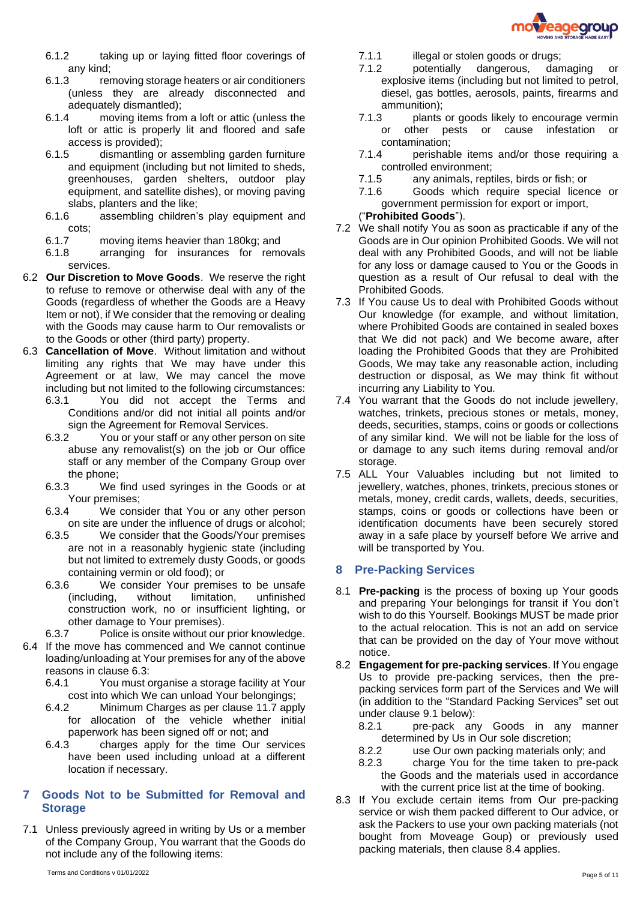6.1.2 taking up or laying fitted floor coverings of any kind;

6.1.3 removing storage heaters or air conditioners (unless they are already disconnected and adequately dismantled);

6.1.4 moving items from a loft or attic (unless the loft or attic is properly lit and floored and safe access is provided);

6.1.5 dismantling or assembling garden furniture and equipment (including but not limited to sheds, greenhouses, garden shelters, outdoor play equipment, and satellite dishes), or moving paving slabs, planters and the like;

6.1.6 assembling children's play equipment and cots;

6.1.7 moving items heavier than 180kg; and

6.1.8 arranging for insurances for removals services.

6.2 **Our Discretion to Move Goods**. We reserve the right to refuse to remove or otherwise deal with any of the Goods (regardless of whether the Goods are a Heavy Item or not), if We consider that the removing or dealing with the Goods may cause harm to Our removalists or to the Goods or other (third party) property.

6.3 **Cancellation of Move**. Without limitation and without limiting any rights that We may have under this Agreement or at law, We may cancel the move including but not limited to the following circumstances:

6.3.1 You did not accept the Terms and Conditions and/or did not initial all points and/or sign the Agreement for Removal Services.

6.3.2 You or your staff or any other person on site abuse any removalist(s) on the job or Our office staff or any member of the Company Group over the phone;

6.3.3 We find used syringes in the Goods or at Your premises;

6.3.4 We consider that You or any other person on site are under the influence of drugs or alcohol;

6.3.5 We consider that the Goods/Your premises are not in a reasonably hygienic state (including but not limited to extremely dusty Goods, or goods containing vermin or old food); or

6.3.6 We consider Your premises to be unsafe (including, without limitation, unfinished construction work, no or insufficient lighting, or other damage to Your premises).

6.3.7 Police is onsite without our prior knowledge.

6.4 If the move has commenced and We cannot continue loading/unloading at Your premises for any of the above reasons in clause 6.3:

6.4.1 You must organise a storage facility at Your cost into which We can unload Your belongings;

6.4.2 Minimum Charges as per clause 11.7 apply for allocation of the vehicle whether initial paperwork has been signed off or not; and

6.4.3 charges apply for the time Our services have been used including unload at a different location if necessary.

## 7 Goods Not to be Submitted for Removal and Storage

7.1 Unless previously agreed in writing by Us or a member of the Company Group, You warrant that the Goods do not include any of the following items:

7.1.1 illegal or stolen goods or drugs;

7.1.2 potentially dangerous, damaging or explosive items (including but not limited to petrol, diesel, gas bottles, aerosols, paints, firearms and ammunition);

7.1.3 plants or goods likely to encourage vermin or other pests or cause infestation or contamination;

7.1.4 perishable items and/or those requiring a controlled environment;

7.1.5 any animals, reptiles, birds or fish; or

7.1.6 Goods which require special licence or government permission for export or import,

("**Prohibited Goods**").

7.2 We shall notify You as soon as practicable if any of the Goods are in Our opinion Prohibited Goods. We will not deal with any Prohibited Goods, and will not be liable for any loss or damage caused to You or the Goods in question as a result of Our refusal to deal with the Prohibited Goods.

7.3 If You cause Us to deal with Prohibited Goods without Our knowledge (for example, and without limitation, where Prohibited Goods are contained in sealed boxes that We did not pack) and We become aware, after loading the Prohibited Goods that they are Prohibited Goods, We may take any reasonable action, including destruction or disposal, as We may think fit without incurring any Liability to You.

7.4 You warrant that the Goods do not include jewellery, watches, trinkets, precious stones or metals, money, deeds, securities, stamps, coins or goods or collections of any similar kind. We will not be liable for the loss of or damage to any such items during removal and/or storage.

7.5 ALL Your Valuables including but not limited to jewellery, watches, phones, trinkets, precious stones or metals, money, credit cards, wallets, deeds, securities, stamps, coins or goods or collections have been or identification documents have been securely stored away in a safe place by yourself before We arrive and will be transported by You.

## 8 Pre-Packing Services

8.1 **Pre-packing** is the process of boxing up Your goods and preparing Your belongings for transit if You don't wish to do this Yourself. Bookings MUST be made prior to the actual relocation. This is not an add on service that can be provided on the day of Your move without notice.

8.2 **Engagement for pre-packing services**. If You engage Us to provide pre-packing services, then the pre-packing services form part of the Services and We will (in addition to the "Standard Packing Services" set out under clause 9.1 below):

8.2.1 pre-pack any Goods in any manner determined by Us in Our sole discretion;

8.2.2 use Our own packing materials only; and

8.2.3 charge You for the time taken to pre-pack the Goods and the materials used in accordance with the current price list at the time of booking.

8.3 If You exclude certain items from Our pre-packing service or wish them packed different to Our advice, or ask the Packers to use your own packing materials (not bought from Moveage Goup) or previously used packing materials, then clause 8.4 applies.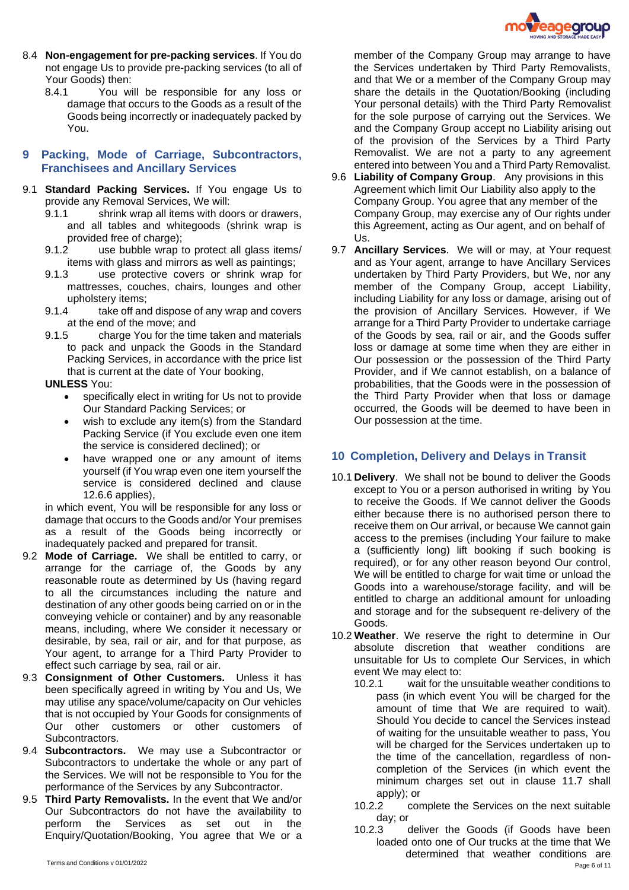8.4 **Non-engagement for pre-packing services**. If You do not engage Us to provide pre-packing services (to all of Your Goods) then:

8.4.1 You will be responsible for any loss or damage that occurs to the Goods as a result of the Goods being incorrectly or inadequately packed by You.

## 9 Packing, Mode of Carriage, Subcontractors, Franchisees and Ancillary Services

9.1 **Standard Packing Services.** If You engage Us to provide any Removal Services, We will:

9.1.1 shrink wrap all items with doors or drawers, and all tables and whitegoods (shrink wrap is provided free of charge);

9.1.2 use bubble wrap to protect all glass items/ items with glass and mirrors as well as paintings;

9.1.3 use protective covers or shrink wrap for mattresses, couches, chairs, lounges and other upholstery items;

9.1.4 take off and dispose of any wrap and covers at the end of the move; and

9.1.5 charge You for the time taken and materials to pack and unpack the Goods in the Standard Packing Services, in accordance with the price list that is current at the date of Your booking,

**UNLESS** You:

- specifically elect in writing for Us not to provide Our Standard Packing Services; or
- wish to exclude any item(s) from the Standard Packing Service (if You exclude even one item the service is considered declined); or
- have wrapped one or any amount of items yourself (if You wrap even one item yourself the service is considered declined and clause 12.6.6 applies),

in which event, You will be responsible for any loss or damage that occurs to the Goods and/or Your premises as a result of the Goods being incorrectly or inadequately packed and prepared for transit.

9.2 **Mode of Carriage.** We shall be entitled to carry, or arrange for the carriage of, the Goods by any reasonable route as determined by Us (having regard to all the circumstances including the nature and destination of any other goods being carried on or in the conveying vehicle or container) and by any reasonable means, including, where We consider it necessary or desirable, by sea, rail or air, and for that purpose, as Your agent, to arrange for a Third Party Provider to effect such carriage by sea, rail or air.

9.3 **Consignment of Other Customers.** Unless it has been specifically agreed in writing by You and Us, We may utilise any space/volume/capacity on Our vehicles that is not occupied by Your Goods for consignments of Our other customers or other customers of Subcontractors.

9.4 **Subcontractors.** We may use a Subcontractor or Subcontractors to undertake the whole or any part of the Services. We will not be responsible to You for the performance of the Services by any Subcontractor.

9.5 **Third Party Removalists.** In the event that We and/or Our Subcontractors do not have the availability to perform the Services as set out in the Enquiry/Quotation/Booking, You agree that We or a member of the Company Group may arrange to have the Services undertaken by Third Party Removalists, and that We or a member of the Company Group may share the details in the Quotation/Booking (including Your personal details) with the Third Party Removalist for the sole purpose of carrying out the Services. We and the Company Group accept no Liability arising out of the provision of the Services by a Third Party Removalist. We are not a party to any agreement entered into between You and a Third Party Removalist.

9.6 **Liability of Company Group**. Any provisions in this Agreement which limit Our Liability also apply to the Company Group. You agree that any member of the Company Group, may exercise any of Our rights under this Agreement, acting as Our agent, and on behalf of Us.

9.7 **Ancillary Services**. We will or may, at Your request and as Your agent, arrange to have Ancillary Services undertaken by Third Party Providers, but We, nor any member of the Company Group, accept Liability, including Liability for any loss or damage, arising out of the provision of Ancillary Services. However, if We arrange for a Third Party Provider to undertake carriage of the Goods by sea, rail or air, and the Goods suffer loss or damage at some time when they are either in Our possession or the possession of the Third Party Provider, and if We cannot establish, on a balance of probabilities, that the Goods were in the possession of the Third Party Provider when that loss or damage occurred, the Goods will be deemed to have been in Our possession at the time.

## 10 Completion, Delivery and Delays in Transit

10.1 **Delivery**. We shall not be bound to deliver the Goods except to You or a person authorised in writing by You to receive the Goods. If We cannot deliver the Goods either because there is no authorised person there to receive them on Our arrival, or because We cannot gain access to the premises (including Your failure to make a (sufficiently long) lift booking if such booking is required), or for any other reason beyond Our control, We will be entitled to charge for wait time or unload the Goods into a warehouse/storage facility, and will be entitled to charge an additional amount for unloading and storage and for the subsequent re-delivery of the Goods.

10.2 **Weather**. We reserve the right to determine in Our absolute discretion that weather conditions are unsuitable for Us to complete Our Services, in which event We may elect to:

10.2.1 wait for the unsuitable weather conditions to pass (in which event You will be charged for the amount of time that We are required to wait). Should You decide to cancel the Services instead of waiting for the unsuitable weather to pass, You will be charged for the Services undertaken up to the time of the cancellation, regardless of non-completion of the Services (in which event the minimum charges set out in clause 11.7 shall apply); or

10.2.2 complete the Services on the next suitable day; or

10.2.3 deliver the Goods (if Goods have been loaded onto one of Our trucks at the time that We determined that weather conditions are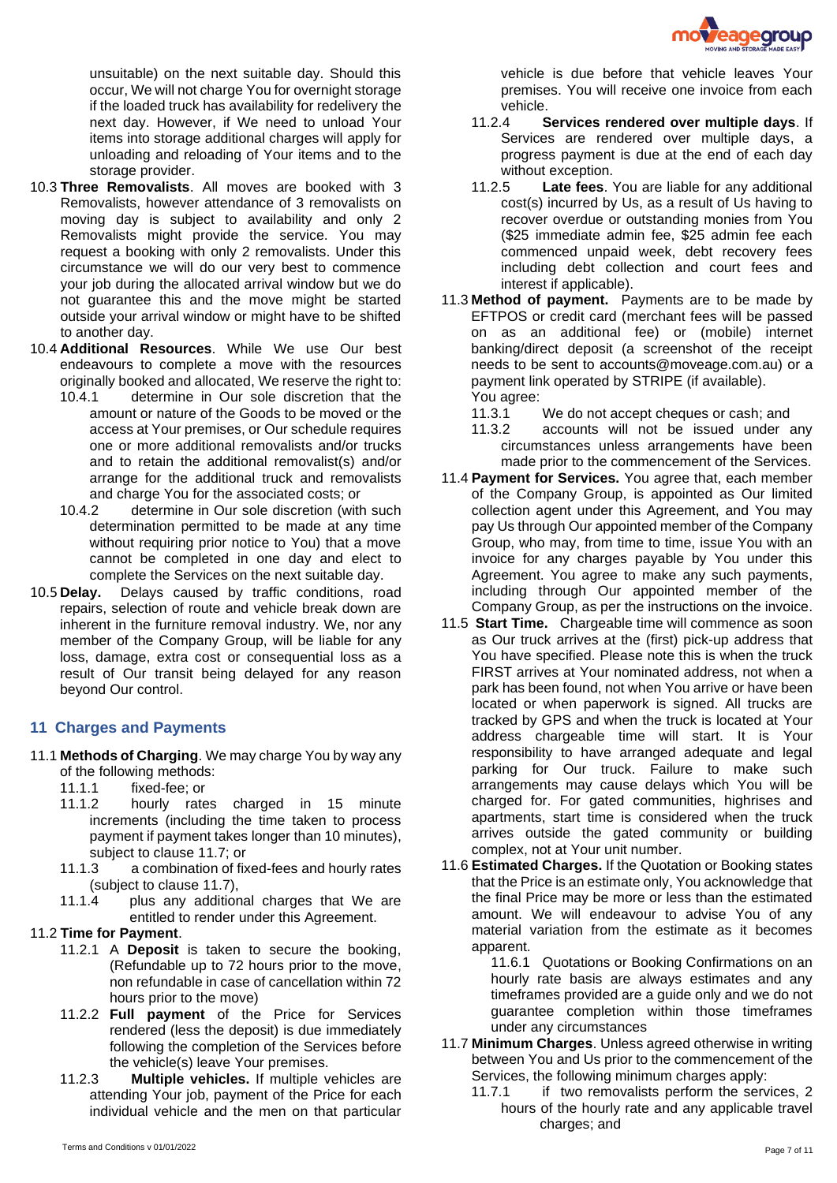unsuitable) on the next suitable day. Should this occur, We will not charge You for overnight storage if the loaded truck has availability for redelivery the next day. However, if We need to unload Your items into storage additional charges will apply for unloading and reloading of Your items and to the storage provider.

10.3 **Three Removalists**. All moves are booked with 3 Removalists, however attendance of 3 removalists on moving day is subject to availability and only 2 Removalists might provide the service. You may request a booking with only 2 removalists. Under this circumstance we will do our very best to commence your job during the allocated arrival window but we do not guarantee this and the move might be started outside your arrival window or might have to be shifted to another day.

10.4 **Additional Resources**. While We use Our best endeavours to complete a move with the resources originally booked and allocated, We reserve the right to:

10.4.1 determine in Our sole discretion that the amount or nature of the Goods to be moved or the access at Your premises, or Our schedule requires one or more additional removalists and/or trucks and to retain the additional removalist(s) and/or arrange for the additional truck and removalists and charge You for the associated costs; or

10.4.2 determine in Our sole discretion (with such determination permitted to be made at any time without requiring prior notice to You) that a move cannot be completed in one day and elect to complete the Services on the next suitable day.

10.5 **Delay.** Delays caused by traffic conditions, road repairs, selection of route and vehicle break down are inherent in the furniture removal industry. We, nor any member of the Company Group, will be liable for any loss, damage, extra cost or consequential loss as a result of Our transit being delayed for any reason beyond Our control.

## 11 Charges and Payments

11.1 **Methods of Charging**. We may charge You by way any of the following methods:

11.1.1 fixed-fee; or

11.1.2 hourly rates charged in 15 minute increments (including the time taken to process payment if payment takes longer than 10 minutes), subject to clause 11.7; or

11.1.3 a combination of fixed-fees and hourly rates (subject to clause 11.7),

11.1.4 plus any additional charges that We are entitled to render under this Agreement.

11.2 **Time for Payment**.

11.2.1 A **Deposit** is taken to secure the booking, (Refundable up to 72 hours prior to the move, non refundable in case of cancellation within 72 hours prior to the move)

11.2.2 **Full payment** of the Price for Services rendered (less the deposit) is due immediately following the completion of the Services before the vehicle(s) leave Your premises.

11.2.3 **Multiple vehicles.** If multiple vehicles are attending Your job, payment of the Price for each individual vehicle and the men on that particular vehicle is due before that vehicle leaves Your premises. You will receive one invoice from each vehicle.

11.2.4 **Services rendered over multiple days**. If Services are rendered over multiple days, a progress payment is due at the end of each day without exception.

11.2.5 **Late fees**. You are liable for any additional cost(s) incurred by Us, as a result of Us having to recover overdue or outstanding monies from You ($25 immediate admin fee, $25 admin fee each commenced unpaid week, debt recovery fees including debt collection and court fees and interest if applicable).

11.3 **Method of payment.** Payments are to be made by EFTPOS or credit card (merchant fees will be passed on as an additional fee) or (mobile) internet banking/direct deposit (a screenshot of the receipt needs to be sent to accounts@moveage.com.au) or a payment link operated by STRIPE (if available).
You agree:

11.3.1 We do not accept cheques or cash; and

11.3.2 accounts will not be issued under any circumstances unless arrangements have been made prior to the commencement of the Services.

11.4 **Payment for Services.** You agree that, each member of the Company Group, is appointed as Our limited collection agent under this Agreement, and You may pay Us through Our appointed member of the Company Group, who may, from time to time, issue You with an invoice for any charges payable by You under this Agreement. You agree to make any such payments, including through Our appointed member of the Company Group, as per the instructions on the invoice.

11.5 **Start Time.** Chargeable time will commence as soon as Our truck arrives at the (first) pick-up address that You have specified. Please note this is when the truck FIRST arrives at Your nominated address, not when a park has been found, not when You arrive or have been located or when paperwork is signed. All trucks are tracked by GPS and when the truck is located at Your address chargeable time will start. It is Your responsibility to have arranged adequate and legal parking for Our truck. Failure to make such arrangements may cause delays which You will be charged for. For gated communities, highrises and apartments, start time is considered when the truck arrives outside the gated community or building complex, not at Your unit number.

11.6 **Estimated Charges.** If the Quotation or Booking states that the Price is an estimate only, You acknowledge that the final Price may be more or less than the estimated amount. We will endeavour to advise You of any material variation from the estimate as it becomes apparent.

11.6.1 Quotations or Booking Confirmations on an hourly rate basis are always estimates and any timeframes provided are a guide only and we do not guarantee completion within those timeframes under any circumstances

11.7 **Minimum Charges**. Unless agreed otherwise in writing between You and Us prior to the commencement of the Services, the following minimum charges apply:

11.7.1 if two removalists perform the services, 2 hours of the hourly rate and any applicable travel charges; and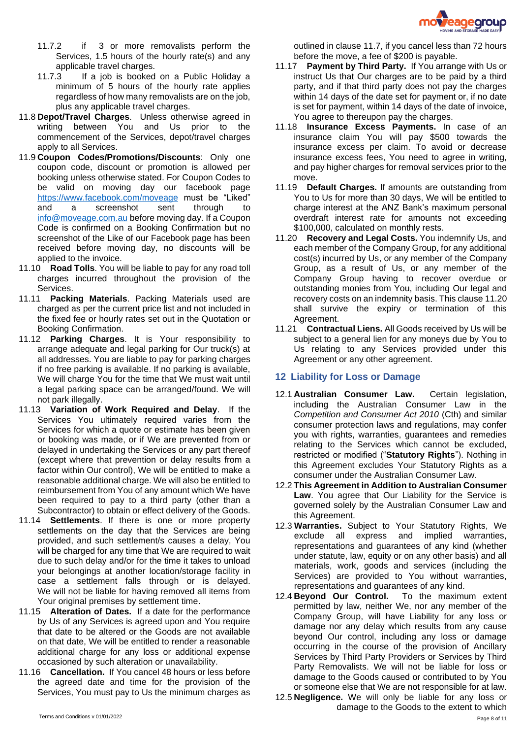11.7.2 if 3 or more removalists perform the Services, 1.5 hours of the hourly rate(s) and any applicable travel charges.

11.7.3 If a job is booked on a Public Holiday a minimum of 5 hours of the hourly rate applies regardless of how many removalists are on the job, plus any applicable travel charges.

11.8 **Depot/Travel Charges**. Unless otherwise agreed in writing between You and Us prior to the commencement of the Services, depot/travel charges apply to all Services.

11.9 **Coupon Codes/Promotions/Discounts**: Only one coupon code, discount or promotion is allowed per booking unless otherwise stated. For Coupon Codes to be valid on moving day our facebook page https://www.facebook.com/moveage must be "Liked" and a screenshot sent through to info@moveage.com.au before moving day. If a Coupon Code is confirmed on a Booking Confirmation but no screenshot of the Like of our Facebook page has been received before moving day, no discounts will be applied to the invoice.

11.10 **Road Tolls**. You will be liable to pay for any road toll charges incurred throughout the provision of the Services.

11.11 **Packing Materials**. Packing Materials used are charged as per the current price list and not included in the fixed fee or hourly rates set out in the Quotation or Booking Confirmation.

11.12 **Parking Charges**. It is Your responsibility to arrange adequate and legal parking for Our truck(s) at all addresses. You are liable to pay for parking charges if no free parking is available. If no parking is available, We will charge You for the time that We must wait until a legal parking space can be arranged/found. We will not park illegally.

11.13 **Variation of Work Required and Delay**. If the Services You ultimately required varies from the Services for which a quote or estimate has been given or booking was made, or if We are prevented from or delayed in undertaking the Services or any part thereof (except where that prevention or delay results from a factor within Our control), We will be entitled to make a reasonable additional charge. We will also be entitled to reimbursement from You of any amount which We have been required to pay to a third party (other than a Subcontractor) to obtain or effect delivery of the Goods.

11.14 **Settlements**. If there is one or more property settlements on the day that the Services are being provided, and such settlement/s causes a delay, You will be charged for any time that We are required to wait due to such delay and/or for the time it takes to unload your belongings at another location/storage facility in case a settlement falls through or is delayed. We will not be liable for having removed all items from Your original premises by settlement time.

11.15 **Alteration of Dates.** If a date for the performance by Us of any Services is agreed upon and You require that date to be altered or the Goods are not available on that date, We will be entitled to render a reasonable additional charge for any loss or additional expense occasioned by such alteration or unavailability.

11.16 **Cancellation.** If You cancel 48 hours or less before the agreed date and time for the provision of the Services, You must pay to Us the minimum charges as outlined in clause 11.7, if you cancel less than 72 hours before the move, a fee of $200 is payable.

11.17 **Payment by Third Party.** If You arrange with Us or instruct Us that Our charges are to be paid by a third party, and if that third party does not pay the charges within 14 days of the date set for payment or, if no date is set for payment, within 14 days of the date of invoice, You agree to thereupon pay the charges.

11.18 **Insurance Excess Payments.** In case of an insurance claim You will pay $500 towards the insurance excess per claim. To avoid or decrease insurance excess fees, You need to agree in writing, and pay higher charges for removal services prior to the move.

11.19 **Default Charges.** If amounts are outstanding from You to Us for more than 30 days, We will be entitled to charge interest at the ANZ Bank's maximum personal overdraft interest rate for amounts not exceeding $100,000, calculated on monthly rests.

11.20 **Recovery and Legal Costs.** You indemnify Us, and each member of the Company Group, for any additional cost(s) incurred by Us, or any member of the Company Group, as a result of Us, or any member of the Company Group having to recover overdue or outstanding monies from You, including Our legal and recovery costs on an indemnity basis. This clause 11.20 shall survive the expiry or termination of this Agreement.

11.21 **Contractual Liens.** All Goods received by Us will be subject to a general lien for any moneys due by You to Us relating to any Services provided under this Agreement or any other agreement.

## 12 Liability for Loss or Damage

12.1 **Australian Consumer Law.** Certain legislation, including the Australian Consumer Law in the *Competition and Consumer Act 2010* (Cth) and similar consumer protection laws and regulations, may confer you with rights, warranties, guarantees and remedies relating to the Services which cannot be excluded, restricted or modified ("**Statutory Rights**"). Nothing in this Agreement excludes Your Statutory Rights as a consumer under the Australian Consumer Law.

12.2 **This Agreement in Addition to Australian Consumer Law**. You agree that Our Liability for the Service is governed solely by the Australian Consumer Law and this Agreement.

12.3 **Warranties.** Subject to Your Statutory Rights, We exclude all express and implied warranties, representations and guarantees of any kind (whether under statute, law, equity or on any other basis) and all materials, work, goods and services (including the Services) are provided to You without warranties, representations and guarantees of any kind.

12.4 **Beyond Our Control.** To the maximum extent permitted by law, neither We, nor any member of the Company Group, will have Liability for any loss or damage nor any delay which results from any cause beyond Our control, including any loss or damage occurring in the course of the provision of Ancillary Services by Third Party Providers or Services by Third Party Removalists. We will not be liable for loss or damage to the Goods caused or contributed to by You or someone else that We are not responsible for at law.

12.5 **Negligence.** We will only be liable for any loss or damage to the Goods to the extent to which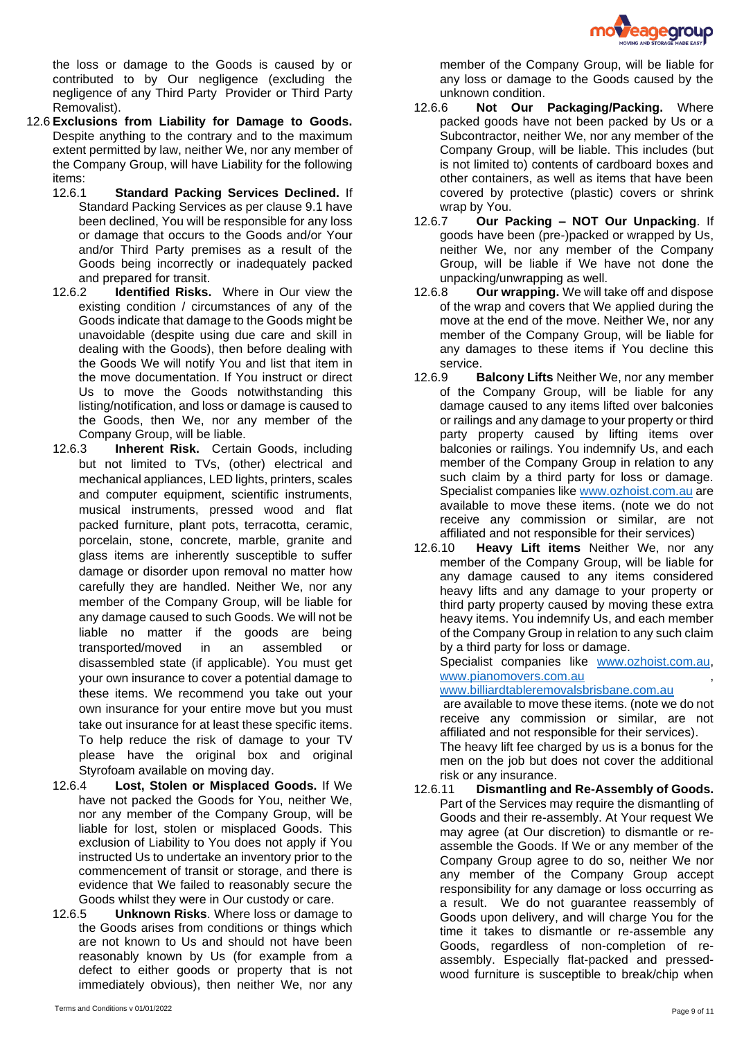the loss or damage to the Goods is caused by or contributed to by Our negligence (excluding the negligence of any Third Party Provider or Third Party Removalist).

12.6 **Exclusions from Liability for Damage to Goods.** Despite anything to the contrary and to the maximum extent permitted by law, neither We, nor any member of the Company Group, will have Liability for the following items:

12.6.1 **Standard Packing Services Declined.** If Standard Packing Services as per clause 9.1 have been declined, You will be responsible for any loss or damage that occurs to the Goods and/or Your and/or Third Party premises as a result of the Goods being incorrectly or inadequately packed and prepared for transit.

12.6.2 **Identified Risks.** Where in Our view the existing condition / circumstances of any of the Goods indicate that damage to the Goods might be unavoidable (despite using due care and skill in dealing with the Goods), then before dealing with the Goods We will notify You and list that item in the move documentation. If You instruct or direct Us to move the Goods notwithstanding this listing/notification, and loss or damage is caused to the Goods, then We, nor any member of the Company Group, will be liable.

12.6.3 **Inherent Risk.** Certain Goods, including but not limited to TVs, (other) electrical and mechanical appliances, LED lights, printers, scales and computer equipment, scientific instruments, musical instruments, pressed wood and flat packed furniture, plant pots, terracotta, ceramic, porcelain, stone, concrete, marble, granite and glass items are inherently susceptible to suffer damage or disorder upon removal no matter how carefully they are handled. Neither We, nor any member of the Company Group, will be liable for any damage caused to such Goods. We will not be liable no matter if the goods are being transported/moved in an assembled or disassembled state (if applicable). You must get your own insurance to cover a potential damage to these items. We recommend you take out your own insurance for your entire move but you must take out insurance for at least these specific items. To help reduce the risk of damage to your TV please have the original box and original Styrofoam available on moving day.

12.6.4 **Lost, Stolen or Misplaced Goods.** If We have not packed the Goods for You, neither We, nor any member of the Company Group, will be liable for lost, stolen or misplaced Goods. This exclusion of Liability to You does not apply if You instructed Us to undertake an inventory prior to the commencement of transit or storage, and there is evidence that We failed to reasonably secure the Goods whilst they were in Our custody or care.

12.6.5 **Unknown Risks**. Where loss or damage to the Goods arises from conditions or things which are not known to Us and should not have been reasonably known by Us (for example from a defect to either goods or property that is not immediately obvious), then neither We, nor any member of the Company Group, will be liable for any loss or damage to the Goods caused by the unknown condition.

12.6.6 **Not Our Packaging/Packing.** Where packed goods have not been packed by Us or a Subcontractor, neither We, nor any member of the Company Group, will be liable. This includes (but is not limited to) contents of cardboard boxes and other containers, as well as items that have been covered by protective (plastic) covers or shrink wrap by You.

12.6.7 **Our Packing – NOT Our Unpacking**. If goods have been (pre-)packed or wrapped by Us, neither We, nor any member of the Company Group, will be liable if We have not done the unpacking/unwrapping as well.

12.6.8 **Our wrapping.** We will take off and dispose of the wrap and covers that We applied during the move at the end of the move. Neither We, nor any member of the Company Group, will be liable for any damages to these items if You decline this service.

12.6.9 **Balcony Lifts** Neither We, nor any member of the Company Group, will be liable for any damage caused to any items lifted over balconies or railings and any damage to your property or third party property caused by lifting items over balconies or railings. You indemnify Us, and each member of the Company Group in relation to any such claim by a third party for loss or damage. Specialist companies like www.ozhoist.com.au are available to move these items. (note we do not receive any commission or similar, are not affiliated and not responsible for their services)

12.6.10 **Heavy Lift items** Neither We, nor any member of the Company Group, will be liable for any damage caused to any items considered heavy lifts and any damage to your property or third party property caused by moving these extra heavy items. You indemnify Us, and each member of the Company Group in relation to any such claim by a third party for loss or damage.
Specialist companies like www.ozhoist.com.au, www.pianomovers.com.au , www.billiardtableremovalsbrisbane.com.au are available to move these items. (note we do not receive any commission or similar, are not affiliated and not responsible for their services).
The heavy lift fee charged by us is a bonus for the men on the job but does not cover the additional risk or any insurance.

12.6.11 **Dismantling and Re-Assembly of Goods.** Part of the Services may require the dismantling of Goods and their re-assembly. At Your request We may agree (at Our discretion) to dismantle or re-assemble the Goods. If We or any member of the Company Group agree to do so, neither We nor any member of the Company Group accept responsibility for any damage or loss occurring as a result. We do not guarantee reassembly of Goods upon delivery, and will charge You for the time it takes to dismantle or re-assemble any Goods, regardless of non-completion of re-assembly. Especially flat-packed and pressed-wood furniture is susceptible to break/chip when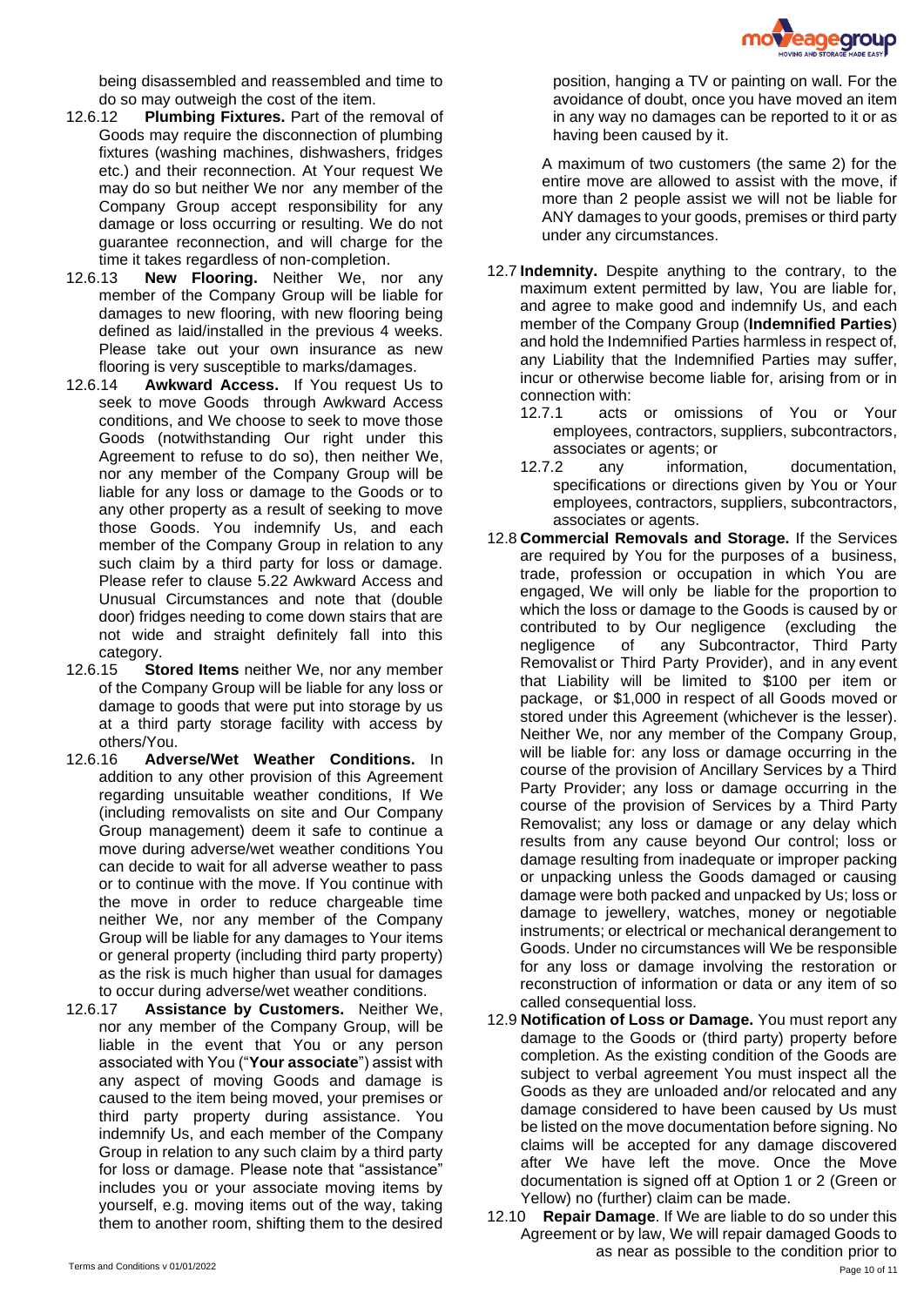being disassembled and reassembled and time to do so may outweigh the cost of the item.

12.6.12 **Plumbing Fixtures.** Part of the removal of Goods may require the disconnection of plumbing fixtures (washing machines, dishwashers, fridges etc.) and their reconnection. At Your request We may do so but neither We nor any member of the Company Group accept responsibility for any damage or loss occurring or resulting. We do not guarantee reconnection, and will charge for the time it takes regardless of non-completion.

12.6.13 **New Flooring.** Neither We, nor any member of the Company Group will be liable for damages to new flooring, with new flooring being defined as laid/installed in the previous 4 weeks. Please take out your own insurance as new flooring is very susceptible to marks/damages.

12.6.14 **Awkward Access.** If You request Us to seek to move Goods through Awkward Access conditions, and We choose to seek to move those Goods (notwithstanding Our right under this Agreement to refuse to do so), then neither We, nor any member of the Company Group will be liable for any loss or damage to the Goods or to any other property as a result of seeking to move those Goods. You indemnify Us, and each member of the Company Group in relation to any such claim by a third party for loss or damage. Please refer to clause 5.22 Awkward Access and Unusual Circumstances and note that (double door) fridges needing to come down stairs that are not wide and straight definitely fall into this category.

12.6.15 **Stored Items** neither We, nor any member of the Company Group will be liable for any loss or damage to goods that were put into storage by us at a third party storage facility with access by others/You.

12.6.16 **Adverse/Wet Weather Conditions.** In addition to any other provision of this Agreement regarding unsuitable weather conditions, If We (including removalists on site and Our Company Group management) deem it safe to continue a move during adverse/wet weather conditions You can decide to wait for all adverse weather to pass or to continue with the move. If You continue with the move in order to reduce chargeable time neither We, nor any member of the Company Group will be liable for any damages to Your items or general property (including third party property) as the risk is much higher than usual for damages to occur during adverse/wet weather conditions.

12.6.17 **Assistance by Customers.** Neither We, nor any member of the Company Group, will be liable in the event that You or any person associated with You ("**Your associate**") assist with any aspect of moving Goods and damage is caused to the item being moved, your premises or third party property during assistance. You indemnify Us, and each member of the Company Group in relation to any such claim by a third party for loss or damage. Please note that "assistance" includes you or your associate moving items by yourself, e.g. moving items out of the way, taking them to another room, shifting them to the desired position, hanging a TV or painting on wall. For the avoidance of doubt, once you have moved an item in any way no damages can be reported to it or as having been caused by it.

A maximum of two customers (the same 2) for the entire move are allowed to assist with the move, if more than 2 people assist we will not be liable for ANY damages to your goods, premises or third party under any circumstances.

12.7 **Indemnity.** Despite anything to the contrary, to the maximum extent permitted by law, You are liable for, and agree to make good and indemnify Us, and each member of the Company Group (**Indemnified Parties**) and hold the Indemnified Parties harmless in respect of, any Liability that the Indemnified Parties may suffer, incur or otherwise become liable for, arising from or in connection with:

12.7.1 acts or omissions of You or Your employees, contractors, suppliers, subcontractors, associates or agents; or

12.7.2 any information, documentation, specifications or directions given by You or Your employees, contractors, suppliers, subcontractors, associates or agents.

12.8 **Commercial Removals and Storage.** If the Services are required by You for the purposes of a business, trade, profession or occupation in which You are engaged, We will only be liable for the proportion to which the loss or damage to the Goods is caused by or contributed to by Our negligence (excluding the negligence of any Subcontractor, Third Party Removalist or Third Party Provider), and in any event that Liability will be limited to $100 per item or package, or $1,000 in respect of all Goods moved or stored under this Agreement (whichever is the lesser). Neither We, nor any member of the Company Group, will be liable for: any loss or damage occurring in the course of the provision of Ancillary Services by a Third Party Provider; any loss or damage occurring in the course of the provision of Services by a Third Party Removalist; any loss or damage or any delay which results from any cause beyond Our control; loss or damage resulting from inadequate or improper packing or unpacking unless the Goods damaged or causing damage were both packed and unpacked by Us; loss or damage to jewellery, watches, money or negotiable instruments; or electrical or mechanical derangement to Goods. Under no circumstances will We be responsible for any loss or damage involving the restoration or reconstruction of information or data or any item of so called consequential loss.

12.9 **Notification of Loss or Damage.** You must report any damage to the Goods or (third party) property before completion. As the existing condition of the Goods are subject to verbal agreement You must inspect all the Goods as they are unloaded and/or relocated and any damage considered to have been caused by Us must be listed on the move documentation before signing. No claims will be accepted for any damage discovered after We have left the move. Once the Move documentation is signed off at Option 1 or 2 (Green or Yellow) no (further) claim can be made.

12.10 **Repair Damage**. If We are liable to do so under this Agreement or by law, We will repair damaged Goods to as near as possible to the condition prior to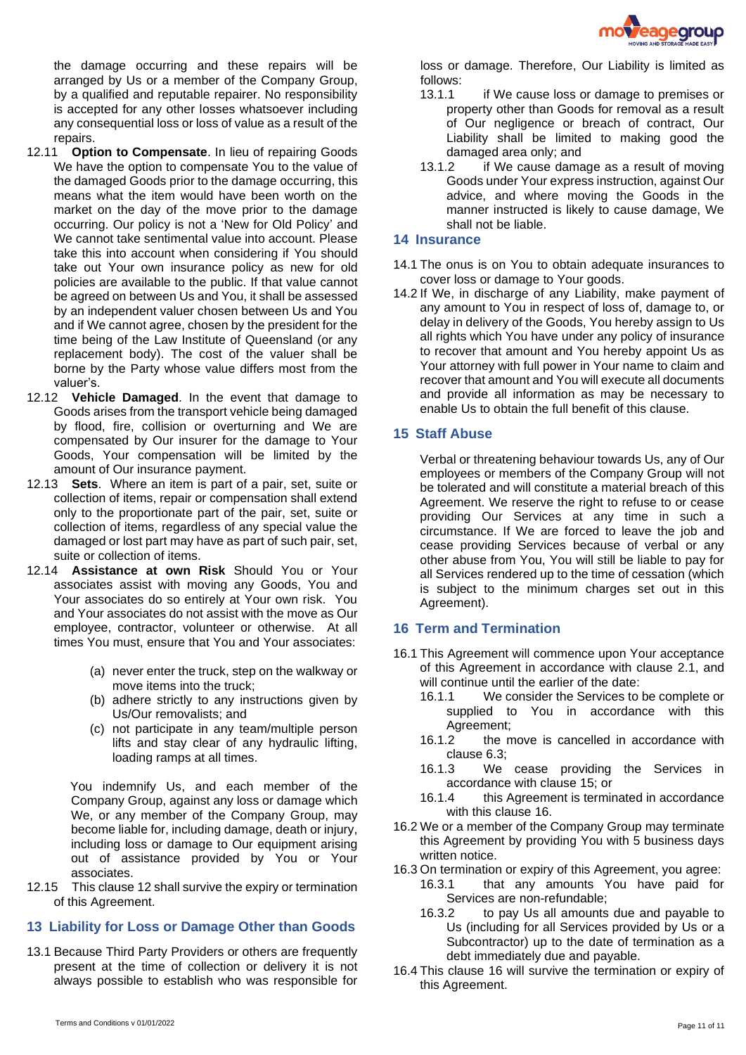the damage occurring and these repairs will be arranged by Us or a member of the Company Group, by a qualified and reputable repairer. No responsibility is accepted for any other losses whatsoever including any consequential loss or loss of value as a result of the repairs.

12.11 **Option to Compensate**. In lieu of repairing Goods We have the option to compensate You to the value of the damaged Goods prior to the damage occurring, this means what the item would have been worth on the market on the day of the move prior to the damage occurring. Our policy is not a 'New for Old Policy' and We cannot take sentimental value into account. Please take this into account when considering if You should take out Your own insurance policy as new for old policies are available to the public. If that value cannot be agreed on between Us and You, it shall be assessed by an independent valuer chosen between Us and You and if We cannot agree, chosen by the president for the time being of the Law Institute of Queensland (or any replacement body). The cost of the valuer shall be borne by the Party whose value differs most from the valuer's.

12.12 **Vehicle Damaged**. In the event that damage to Goods arises from the transport vehicle being damaged by flood, fire, collision or overturning and We are compensated by Our insurer for the damage to Your Goods, Your compensation will be limited by the amount of Our insurance payment.

12.13 **Sets**. Where an item is part of a pair, set, suite or collection of items, repair or compensation shall extend only to the proportionate part of the pair, set, suite or collection of items, regardless of any special value the damaged or lost part may have as part of such pair, set, suite or collection of items.

12.14 **Assistance at own Risk** Should You or Your associates assist with moving any Goods, You and Your associates do so entirely at Your own risk. You and Your associates do not assist with the move as Our employee, contractor, volunteer or otherwise. At all times You must, ensure that You and Your associates:

(a) never enter the truck, step on the walkway or move items into the truck;
(b) adhere strictly to any instructions given by Us/Our removalists; and
(c) not participate in any team/multiple person lifts and stay clear of any hydraulic lifting, loading ramps at all times.

You indemnify Us, and each member of the Company Group, against any loss or damage which We, or any member of the Company Group, may become liable for, including damage, death or injury, including loss or damage to Our equipment arising out of assistance provided by You or Your associates.

12.15 This clause 12 shall survive the expiry or termination of this Agreement.

## 13 Liability for Loss or Damage Other than Goods

13.1 Because Third Party Providers or others are frequently present at the time of collection or delivery it is not always possible to establish who was responsible for loss or damage. Therefore, Our Liability is limited as follows:

13.1.1 if We cause loss or damage to premises or property other than Goods for removal as a result of Our negligence or breach of contract, Our Liability shall be limited to making good the damaged area only; and

13.1.2 if We cause damage as a result of moving Goods under Your express instruction, against Our advice, and where moving the Goods in the manner instructed is likely to cause damage, We shall not be liable.

## 14 Insurance

14.1 The onus is on You to obtain adequate insurances to cover loss or damage to Your goods.

14.2 If We, in discharge of any Liability, make payment of any amount to You in respect of loss of, damage to, or delay in delivery of the Goods, You hereby assign to Us all rights which You have under any policy of insurance to recover that amount and You hereby appoint Us as Your attorney with full power in Your name to claim and recover that amount and You will execute all documents and provide all information as may be necessary to enable Us to obtain the full benefit of this clause.

## 15 Staff Abuse

Verbal or threatening behaviour towards Us, any of Our employees or members of the Company Group will not be tolerated and will constitute a material breach of this Agreement. We reserve the right to refuse to or cease providing Our Services at any time in such a circumstance. If We are forced to leave the job and cease providing Services because of verbal or any other abuse from You, You will still be liable to pay for all Services rendered up to the time of cessation (which is subject to the minimum charges set out in this Agreement).

## 16 Term and Termination

16.1 This Agreement will commence upon Your acceptance of this Agreement in accordance with clause 2.1, and will continue until the earlier of the date:

16.1.1 We consider the Services to be complete or supplied to You in accordance with this Agreement;

16.1.2 the move is cancelled in accordance with clause 6.3;

16.1.3 We cease providing the Services in accordance with clause 15; or

16.1.4 this Agreement is terminated in accordance with this clause 16.

16.2 We or a member of the Company Group may terminate this Agreement by providing You with 5 business days written notice.

16.3 On termination or expiry of this Agreement, you agree:

16.3.1 that any amounts You have paid for Services are non-refundable;

16.3.2 to pay Us all amounts due and payable to Us (including for all Services provided by Us or a Subcontractor) up to the date of termination as a debt immediately due and payable.

16.4 This clause 16 will survive the termination or expiry of this Agreement.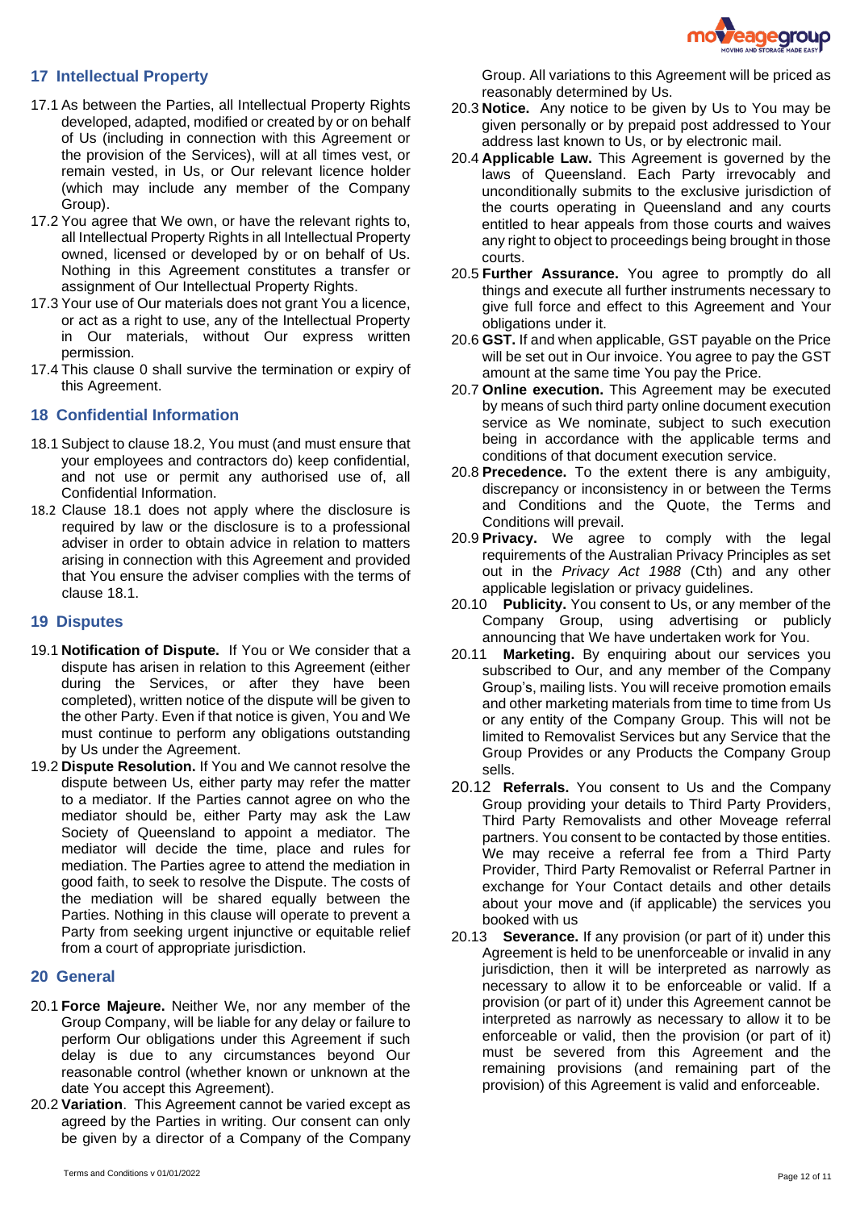## 17 Intellectual Property

17.1 As between the Parties, all Intellectual Property Rights developed, adapted, modified or created by or on behalf of Us (including in connection with this Agreement or the provision of the Services), will at all times vest, or remain vested, in Us, or Our relevant licence holder (which may include any member of the Company Group).

17.2 You agree that We own, or have the relevant rights to, all Intellectual Property Rights in all Intellectual Property owned, licensed or developed by or on behalf of Us. Nothing in this Agreement constitutes a transfer or assignment of Our Intellectual Property Rights.

17.3 Your use of Our materials does not grant You a licence, or act as a right to use, any of the Intellectual Property in Our materials, without Our express written permission.

17.4 This clause 0 shall survive the termination or expiry of this Agreement.

## 18 Confidential Information

18.1 Subject to clause 18.2, You must (and must ensure that your employees and contractors do) keep confidential, and not use or permit any authorised use of, all Confidential Information.

18.2 Clause 18.1 does not apply where the disclosure is required by law or the disclosure is to a professional adviser in order to obtain advice in relation to matters arising in connection with this Agreement and provided that You ensure the adviser complies with the terms of clause 18.1.

## 19 Disputes

19.1 **Notification of Dispute.** If You or We consider that a dispute has arisen in relation to this Agreement (either during the Services, or after they have been completed), written notice of the dispute will be given to the other Party. Even if that notice is given, You and We must continue to perform any obligations outstanding by Us under the Agreement.

19.2 **Dispute Resolution.** If You and We cannot resolve the dispute between Us, either party may refer the matter to a mediator. If the Parties cannot agree on who the mediator should be, either Party may ask the Law Society of Queensland to appoint a mediator. The mediator will decide the time, place and rules for mediation. The Parties agree to attend the mediation in good faith, to seek to resolve the Dispute. The costs of the mediation will be shared equally between the Parties. Nothing in this clause will operate to prevent a Party from seeking urgent injunctive or equitable relief from a court of appropriate jurisdiction.

## 20 General

20.1 **Force Majeure.** Neither We, nor any member of the Group Company, will be liable for any delay or failure to perform Our obligations under this Agreement if such delay is due to any circumstances beyond Our reasonable control (whether known or unknown at the date You accept this Agreement).

20.2 **Variation**. This Agreement cannot be varied except as agreed by the Parties in writing. Our consent can only be given by a director of a Company of the Company Group. All variations to this Agreement will be priced as reasonably determined by Us.

20.3 **Notice.** Any notice to be given by Us to You may be given personally or by prepaid post addressed to Your address last known to Us, or by electronic mail.

20.4 **Applicable Law.** This Agreement is governed by the laws of Queensland. Each Party irrevocably and unconditionally submits to the exclusive jurisdiction of the courts operating in Queensland and any courts entitled to hear appeals from those courts and waives any right to object to proceedings being brought in those courts.

20.5 **Further Assurance.** You agree to promptly do all things and execute all further instruments necessary to give full force and effect to this Agreement and Your obligations under it.

20.6 **GST.** If and when applicable, GST payable on the Price will be set out in Our invoice. You agree to pay the GST amount at the same time You pay the Price.

20.7 **Online execution.** This Agreement may be executed by means of such third party online document execution service as We nominate, subject to such execution being in accordance with the applicable terms and conditions of that document execution service.

20.8 **Precedence.** To the extent there is any ambiguity, discrepancy or inconsistency in or between the Terms and Conditions and the Quote, the Terms and Conditions will prevail.

20.9 **Privacy.** We agree to comply with the legal requirements of the Australian Privacy Principles as set out in the *Privacy Act 1988* (Cth) and any other applicable legislation or privacy guidelines.

20.10 **Publicity.** You consent to Us, or any member of the Company Group, using advertising or publicly announcing that We have undertaken work for You.

20.11 **Marketing.** By enquiring about our services you subscribed to Our, and any member of the Company Group's, mailing lists. You will receive promotion emails and other marketing materials from time to time from Us or any entity of the Company Group. This will not be limited to Removalist Services but any Service that the Group Provides or any Products the Company Group sells.

20.12 **Referrals.** You consent to Us and the Company Group providing your details to Third Party Providers, Third Party Removalists and other Moveage referral partners. You consent to be contacted by those entities. We may receive a referral fee from a Third Party Provider, Third Party Removalist or Referral Partner in exchange for Your Contact details and other details about your move and (if applicable) the services you booked with us

20.13 **Severance.** If any provision (or part of it) under this Agreement is held to be unenforceable or invalid in any jurisdiction, then it will be interpreted as narrowly as necessary to allow it to be enforceable or valid. If a provision (or part of it) under this Agreement cannot be interpreted as narrowly as necessary to allow it to be enforceable or valid, then the provision (or part of it) must be severed from this Agreement and the remaining provisions (and remaining part of the provision) of this Agreement is valid and enforceable.